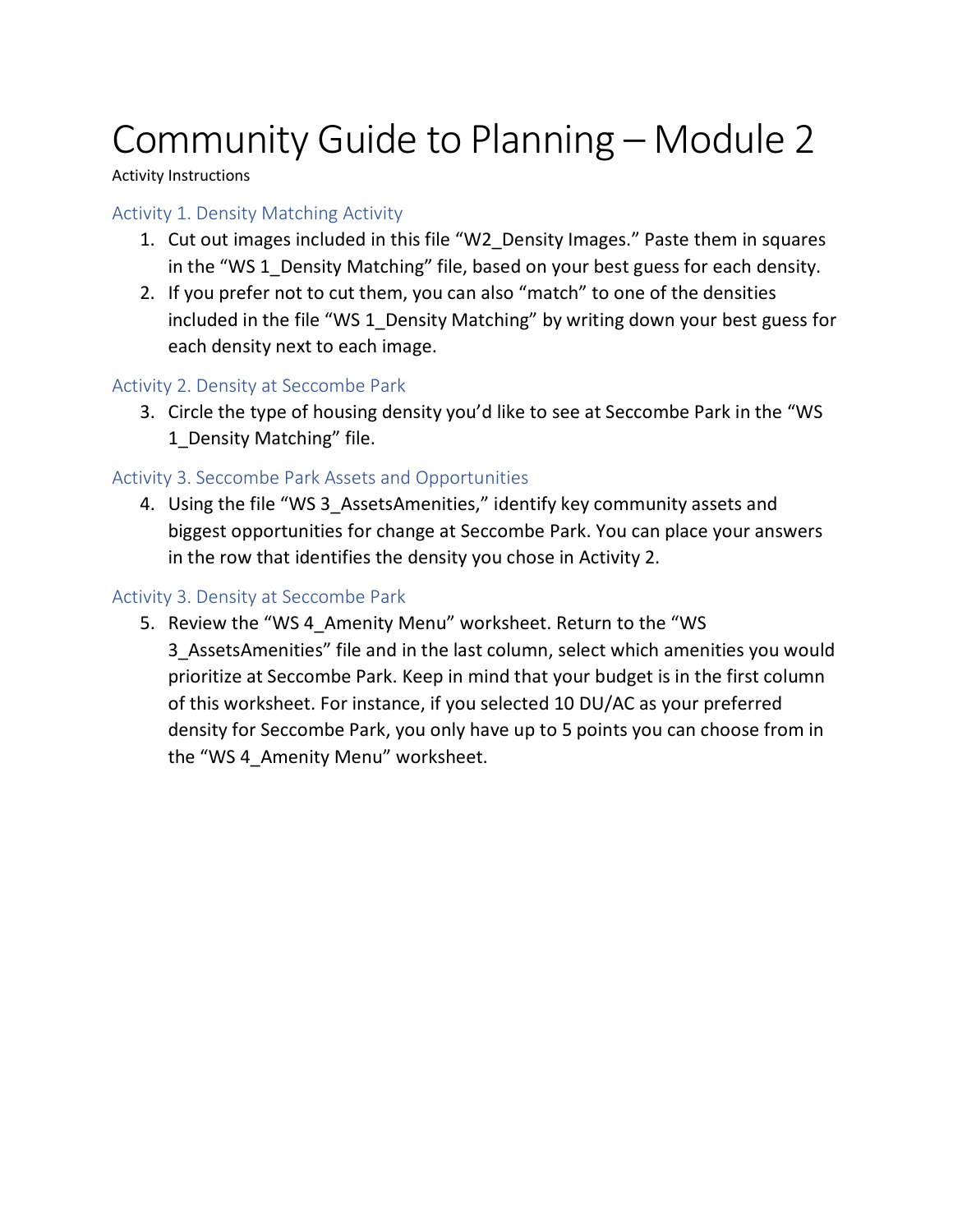# Community Guide to Planning – Module 2

Activity Instructions

## Activity 1. Density Matching Activity

1. Cut out images included in this file "W2_Density Images." Paste them in squares in the "WS 1_Density Matching" file, based on your best guess for each density.
2. If you prefer not to cut them, you can also "match" to one of the densities included in the file "WS 1_Density Matching" by writing down your best guess for each density next to each image.

## Activity 2. Density at Seccombe Park

3. Circle the type of housing density you'd like to see at Seccombe Park in the "WS 1_Density Matching" file.

## Activity 3. Seccombe Park Assets and Opportunities

4. Using the file "WS 3_AssetsAmenities," identify key community assets and biggest opportunities for change at Seccombe Park. You can place your answers in the row that identifies the density you chose in Activity 2.

## Activity 3. Density at Seccombe Park

5. Review the "WS 4_Amenity Menu" worksheet. Return to the "WS 3_AssetsAmenities" file and in the last column, select which amenities you would prioritize at Seccombe Park. Keep in mind that your budget is in the first column of this worksheet. For instance, if you selected 10 DU/AC as your preferred density for Seccombe Park, you only have up to 5 points you can choose from in the "WS 4_Amenity Menu" worksheet.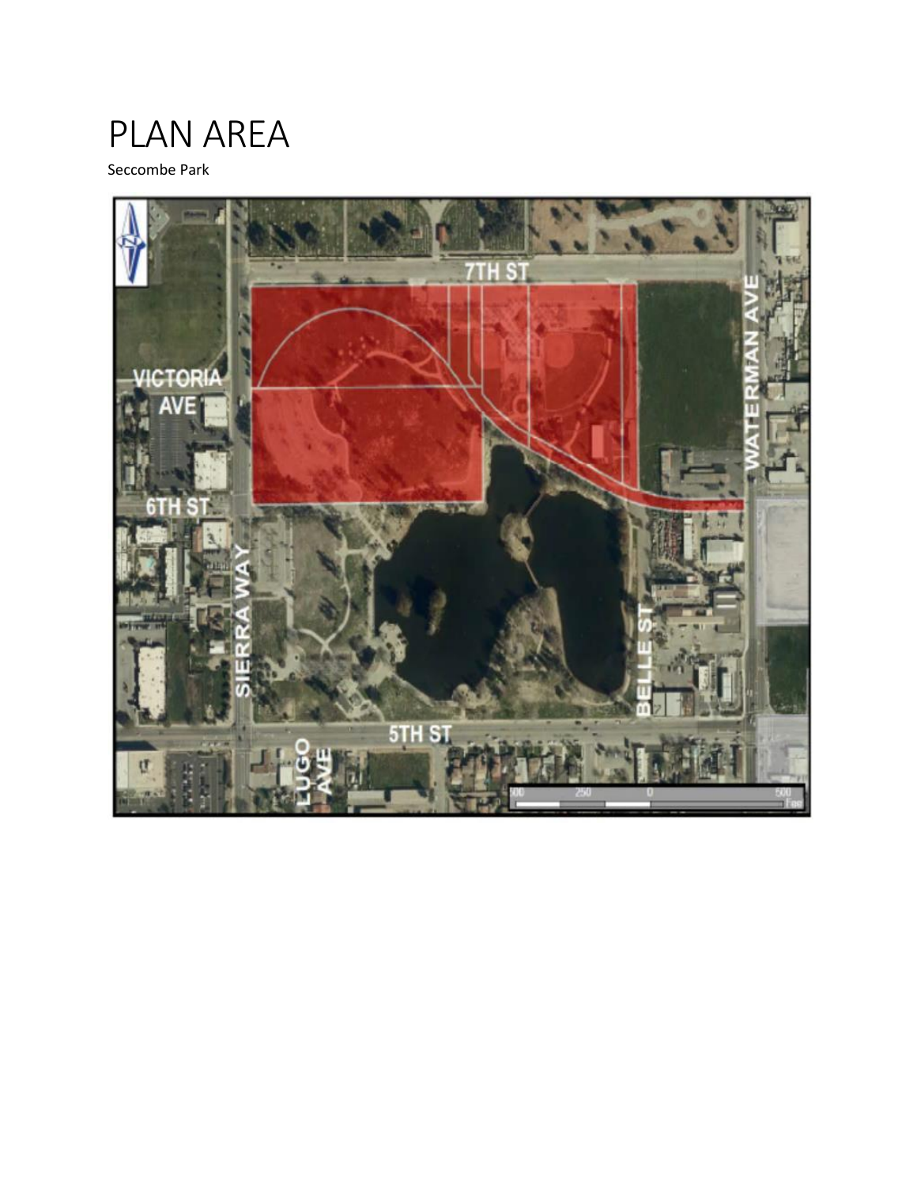# PLAN AREA

Seccombe Park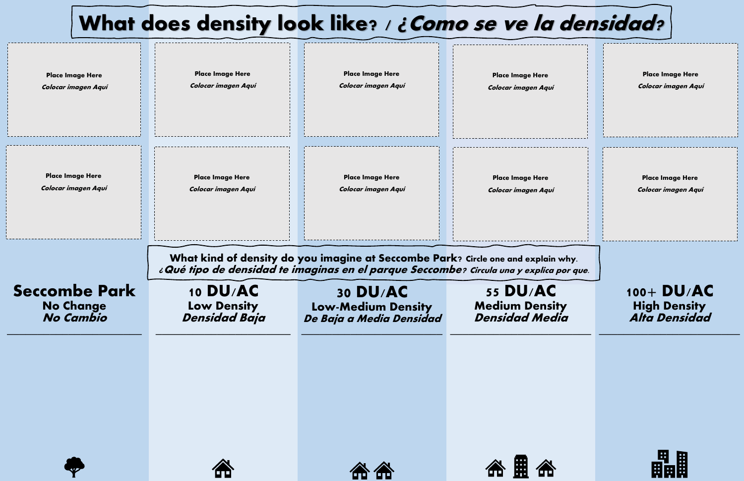# What does density look like? / ¿Como se ve la densidad?

Place Image Here
*Colocar imagen Aquí*

Place Image Here
*Colocar imagen Aquí*

Place Image Here
*Colocar imagen Aquí*

Place Image Here
*Colocar imagen Aquí*

Place Image Here
*Colocar imagen Aquí*

Place Image Here
*Colocar imagen Aquí*

Place Image Here
*Colocar imagen Aquí*

Place Image Here
*Colocar imagen Aquí*

Place Image Here
*Colocar imagen Aquí*

Place Image Here
*Colocar imagen Aquí*

**What kind of density do you imagine at Seccombe Park?** Circle one and explain why.
***¿Qué tipo de densidad te imaginas en el parque Seccombe?*** *Circula una y explica por que.*

## Seccombe Park
**No Change**
***No Cambio***

______________________

## 10 DU/AC
**Low Density**
***Densidad Baja***

______________________

## 30 DU/AC
**Low-Medium Density**
***De Baja a Media Densidad***

______________________

## 55 DU/AC
**Medium Density**
***Densidad Media***

______________________

## 100+ DU/AC
**High Density**
***Alta Densidad***

______________________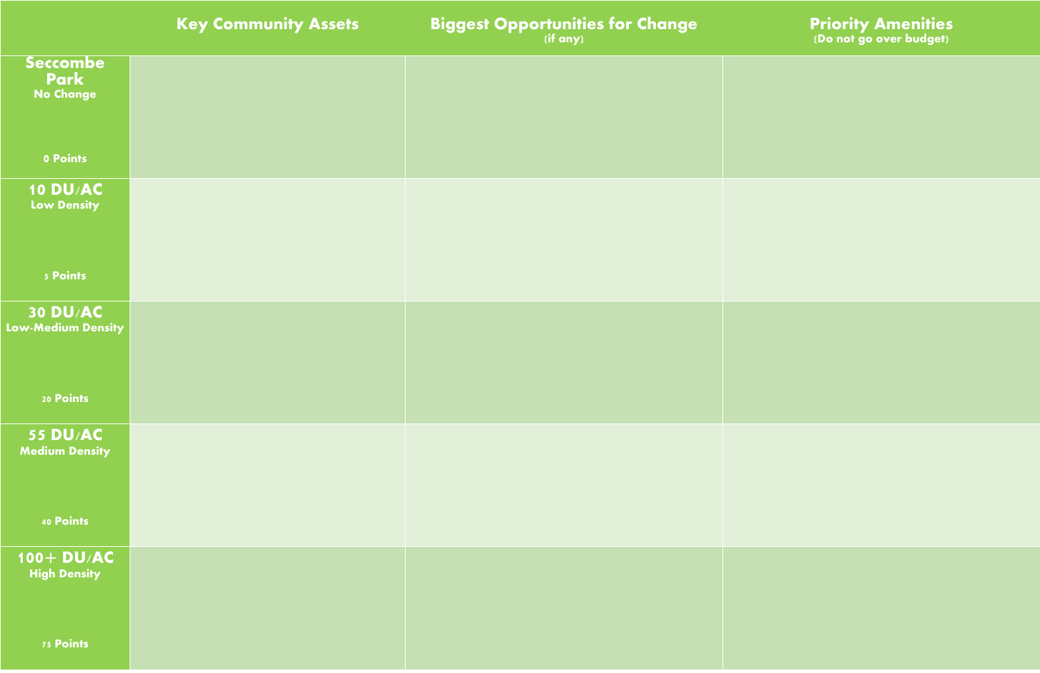| | Key Community Assets | Biggest Opportunities for Change (if any) | Priority Amenities (Do not go over budget) |
|---|---|---|---|
| **Seccombe Park** No Change 0 Points | | | |
| **10 DU/AC** Low Density 5 Points | | | |
| **30 DU/AC** Low-Medium Density 20 Points | | | |
| **55 DU/AC** Medium Density 40 Points | | | |
| **100+ DU/AC** High Density 75 Points | | | |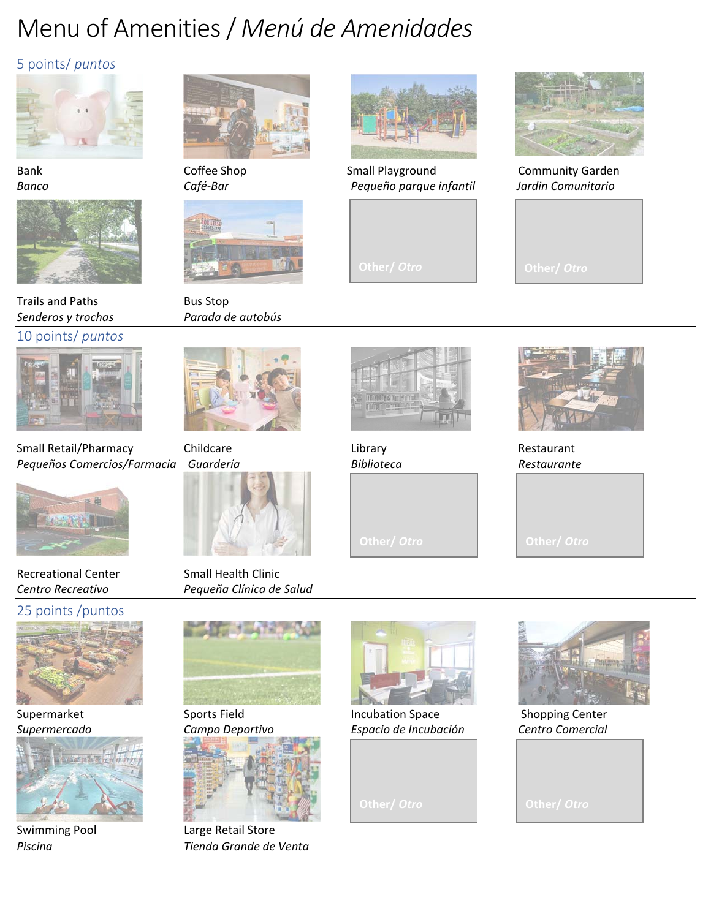# Menu of Amenities / *Menú de Amenidades*

## 5 points/ *puntos*

Bank
*Banco*

Coffee Shop
*Café-Bar*

Small Playground
*Pequeño parque infantil*

Community Garden
*Jardin Comunitario*

Trails and Paths
*Senderos y trochas*

Bus Stop
*Parada de autobús*

Other/ *Otro*

Other/ *Otro*

## 10 points/ *puntos*

Small Retail/Pharmacy
*Pequeños Comercios/Farmacia*

Childcare
*Guardería*

Library
*Biblioteca*

Restaurant
*Restaurante*

Recreational Center
*Centro Recreativo*

Small Health Clinic
*Pequeña Clínica de Salud*

Other/ *Otro*

Other/ *Otro*

## 25 points /*puntos*

Supermarket
*Supermercado*

Sports Field
*Campo Deportivo*

Incubation Space
*Espacio de Incubación*

Shopping Center
*Centro Comercial*

Swimming Pool
*Piscina*

Large Retail Store
*Tienda Grande de Venta*

Other/ *Otro*

Other/ *Otro*